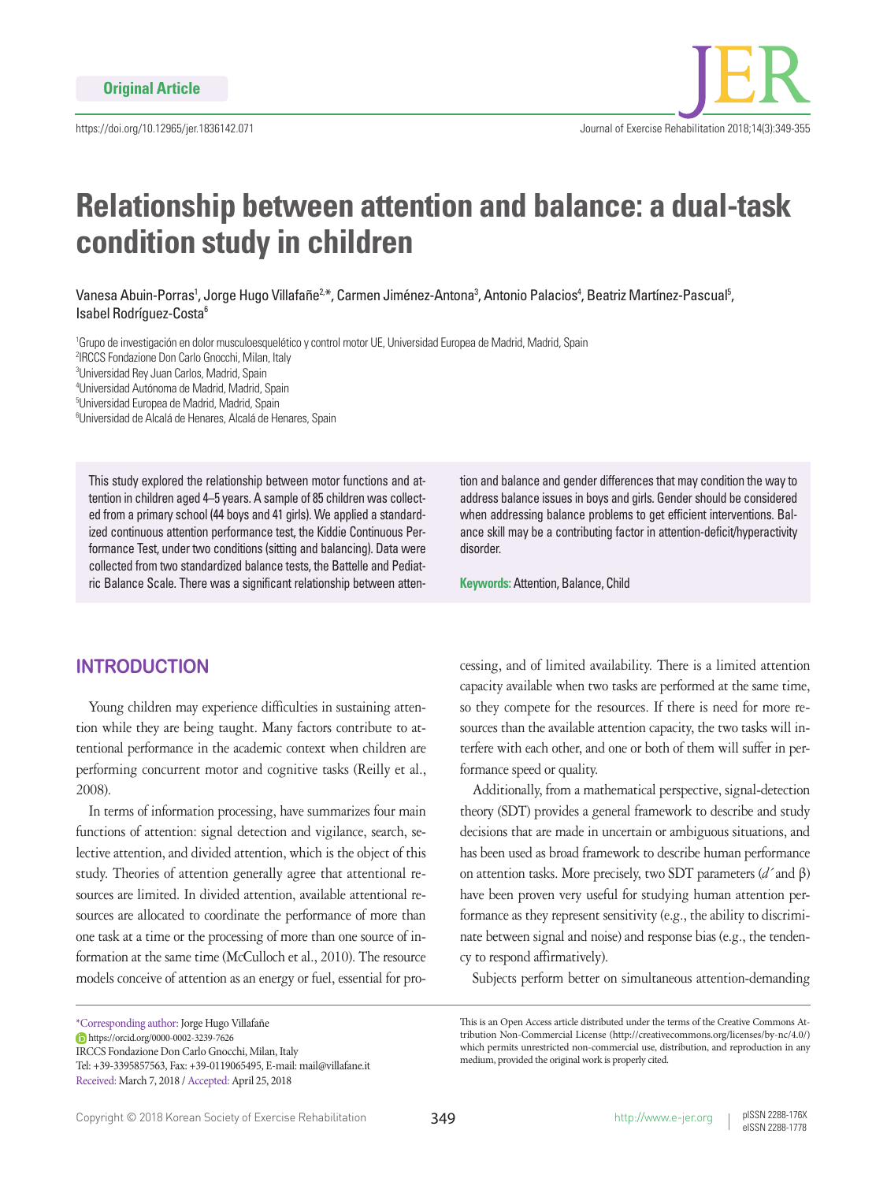Original Article

https://doi.org/10.12965/jer.1836142.071

# Relationship between attention and balance: a dual-task condition study in children

Vanesa Abuin-Porras[1], Jorge Hugo Villafañe[2,*], Carmen Jiménez-Antona[3], Antonio Palacios[4], Beatriz Martínez-Pascual[5], Isabel Rodríguez-Costa[6]

[1]Grupo de investigación en dolor musculoesquelético y control motor UE, Universidad Europea de Madrid, Madrid, Spain
[2]IRCCS Fondazione Don Carlo Gnocchi, Milan, Italy
[3]Universidad Rey Juan Carlos, Madrid, Spain
[4]Universidad Autónoma de Madrid, Madrid, Spain
[5]Universidad Europea de Madrid, Madrid, Spain
[6]Universidad de Alcalá de Henares, Alcalá de Henares, Spain

This study explored the relationship between motor functions and attention in children aged 4–5 years. A sample of 85 children was collected from a primary school (44 boys and 41 girls). We applied a standardized continuous attention performance test, the Kiddie Continuous Performance Test, under two conditions (sitting and balancing). Data were collected from two standardized balance tests, the Battelle and Pediatric Balance Scale. There was a significant relationship between attention and balance and gender differences that may condition the way to address balance issues in boys and girls. Gender should be considered when addressing balance problems to get efficient interventions. Balance skill may be a contributing factor in attention-deficit/hyperactivity disorder.

**Keywords:** Attention, Balance, Child

## INTRODUCTION

Young children may experience difficulties in sustaining attention while they are being taught. Many factors contribute to attentional performance in the academic context when children are performing concurrent motor and cognitive tasks (Reilly et al., 2008).

In terms of information processing, have summarizes four main functions of attention: signal detection and vigilance, search, selective attention, and divided attention, which is the object of this study. Theories of attention generally agree that attentional resources are limited. In divided attention, available attentional resources are allocated to coordinate the performance of more than one task at a time or the processing of more than one source of information at the same time (McCulloch et al., 2010). The resource models conceive of attention as an energy or fuel, essential for processing, and of limited availability. There is a limited attention capacity available when two tasks are performed at the same time, so they compete for the resources. If there is need for more resources than the available attention capacity, the two tasks will interfere with each other, and one or both of them will suffer in performance speed or quality.

Additionally, from a mathematical perspective, signal-detection theory (SDT) provides a general framework to describe and study decisions that are made in uncertain or ambiguous situations, and has been used as broad framework to describe human performance on attention tasks. More precisely, two SDT parameters ($d'$ and $\beta$) have been proven very useful for studying human attention performance as they represent sensitivity (e.g., the ability to discriminate between signal and noise) and response bias (e.g., the tendency to respond affirmatively).

Subjects perform better on simultaneous attention-demanding

*Corresponding author: Jorge Hugo Villafañe
https://orcid.org/0000-0002-3239-7626
IRCCS Fondazione Don Carlo Gnocchi, Milan, Italy
Tel: +39-3395857563, Fax: +39-0119065495, E-mail: mail@villafane.it
Received: March 7, 2018 / Accepted: April 25, 2018

This is an Open Access article distributed under the terms of the Creative Commons Attribution Non-Commercial License (http://creativecommons.org/licenses/by-nc/4.0/) which permits unrestricted non-commercial use, distribution, and reproduction in any medium, provided the original work is properly cited.

Copyright © 2018 Korean Society of Exercise Rehabilitation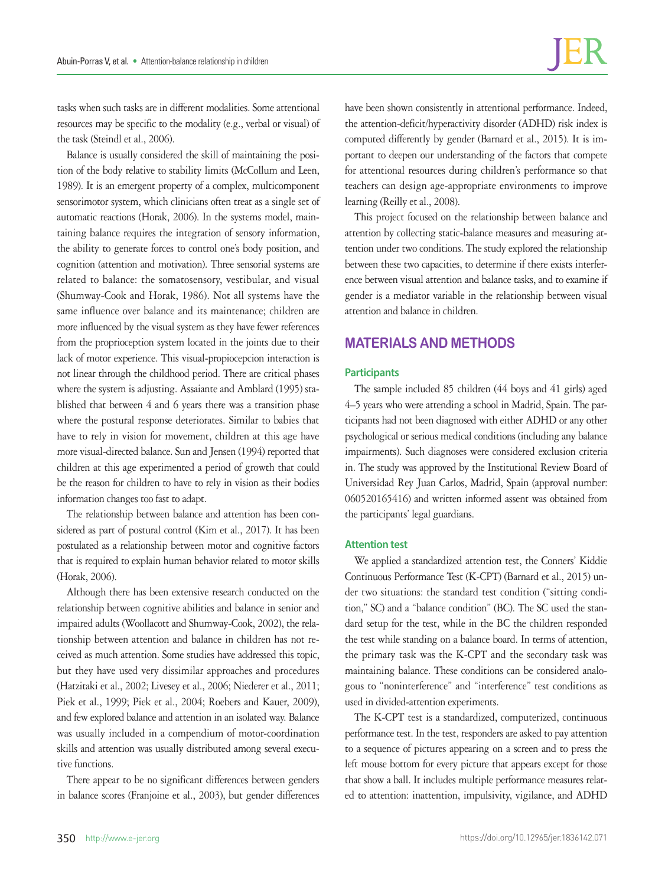tasks when such tasks are in different modalities. Some attentional resources may be specific to the modality (e.g., verbal or visual) of the task (Steindl et al., 2006).

Balance is usually considered the skill of maintaining the position of the body relative to stability limits (McCollum and Leen, 1989). It is an emergent property of a complex, multicomponent sensorimotor system, which clinicians often treat as a single set of automatic reactions (Horak, 2006). In the systems model, maintaining balance requires the integration of sensory information, the ability to generate forces to control one's body position, and cognition (attention and motivation). Three sensorial systems are related to balance: the somatosensory, vestibular, and visual (Shumway-Cook and Horak, 1986). Not all systems have the same influence over balance and its maintenance; children are more influenced by the visual system as they have fewer references from the proprioception system located in the joints due to their lack of motor experience. This visual-propiocepcion interaction is not linear through the childhood period. There are critical phases where the system is adjusting. Assaiante and Amblard (1995) stablished that between 4 and 6 years there was a transition phase where the postural response deteriorates. Similar to babies that have to rely in vision for movement, children at this age have more visual-directed balance. Sun and Jensen (1994) reported that children at this age experimented a period of growth that could be the reason for children to have to rely in vision as their bodies information changes too fast to adapt.

The relationship between balance and attention has been considered as part of postural control (Kim et al., 2017). It has been postulated as a relationship between motor and cognitive factors that is required to explain human behavior related to motor skills (Horak, 2006).

Although there has been extensive research conducted on the relationship between cognitive abilities and balance in senior and impaired adults (Woollacott and Shumway-Cook, 2002), the relationship between attention and balance in children has not received as much attention. Some studies have addressed this topic, but they have used very dissimilar approaches and procedures (Hatzitaki et al., 2002; Livesey et al., 2006; Niederer et al., 2011; Piek et al., 1999; Piek et al., 2004; Roebers and Kauer, 2009), and few explored balance and attention in an isolated way. Balance was usually included in a compendium of motor-coordination skills and attention was usually distributed among several executive functions.

There appear to be no significant differences between genders in balance scores (Franjoine et al., 2003), but gender differences have been shown consistently in attentional performance. Indeed, the attention-deficit/hyperactivity disorder (ADHD) risk index is computed differently by gender (Barnard et al., 2015). It is important to deepen our understanding of the factors that compete for attentional resources during children's performance so that teachers can design age-appropriate environments to improve learning (Reilly et al., 2008).

This project focused on the relationship between balance and attention by collecting static-balance measures and measuring attention under two conditions. The study explored the relationship between these two capacities, to determine if there exists interference between visual attention and balance tasks, and to examine if gender is a mediator variable in the relationship between visual attention and balance in children.

## MATERIALS AND METHODS

### Participants

The sample included 85 children (44 boys and 41 girls) aged 4–5 years who were attending a school in Madrid, Spain. The participants had not been diagnosed with either ADHD or any other psychological or serious medical conditions (including any balance impairments). Such diagnoses were considered exclusion criteria in. The study was approved by the Institutional Review Board of Universidad Rey Juan Carlos, Madrid, Spain (approval number: 060520165416) and written informed assent was obtained from the participants' legal guardians.

### Attention test

We applied a standardized attention test, the Conners' Kiddie Continuous Performance Test (K-CPT) (Barnard et al., 2015) under two situations: the standard test condition ("sitting condition," SC) and a "balance condition" (BC). The SC used the standard setup for the test, while in the BC the children responded the test while standing on a balance board. In terms of attention, the primary task was the K-CPT and the secondary task was maintaining balance. These conditions can be considered analogous to "noninterference" and "interference" test conditions as used in divided-attention experiments.

The K-CPT test is a standardized, computerized, continuous performance test. In the test, responders are asked to pay attention to a sequence of pictures appearing on a screen and to press the left mouse bottom for every picture that appears except for those that show a ball. It includes multiple performance measures related to attention: inattention, impulsivity, vigilance, and ADHD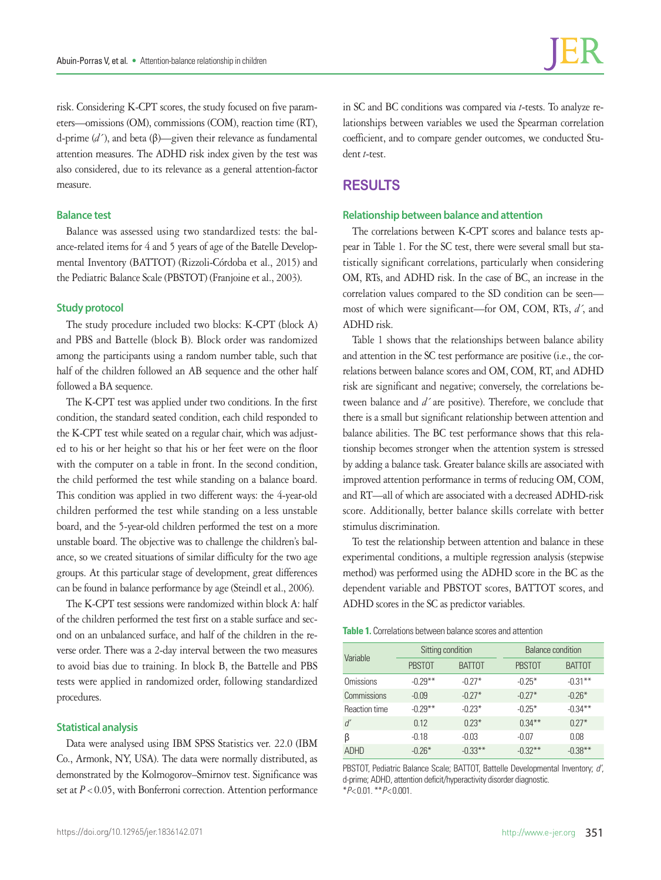risk. Considering K-CPT scores, the study focused on five parameters—omissions (OM), commissions (COM), reaction time (RT), d-prime ($d'$), and beta (β)—given their relevance as fundamental attention measures. The ADHD risk index given by the test was also considered, due to its relevance as a general attention-factor measure.

### Balance test

Balance was assessed using two standardized tests: the balance-related items for 4 and 5 years of age of the Batelle Developmental Inventory (BATTOT) (Rizzoli-Córdoba et al., 2015) and the Pediatric Balance Scale (PBSTOT) (Franjoine et al., 2003).

### Study protocol

The study procedure included two blocks: K-CPT (block A) and PBS and Battelle (block B). Block order was randomized among the participants using a random number table, such that half of the children followed an AB sequence and the other half followed a BA sequence.

The K-CPT test was applied under two conditions. In the first condition, the standard seated condition, each child responded to the K-CPT test while seated on a regular chair, which was adjusted to his or her height so that his or her feet were on the floor with the computer on a table in front. In the second condition, the child performed the test while standing on a balance board. This condition was applied in two different ways: the 4-year-old children performed the test while standing on a less unstable board, and the 5-year-old children performed the test on a more unstable board. The objective was to challenge the children's balance, so we created situations of similar difficulty for the two age groups. At this particular stage of development, great differences can be found in balance performance by age (Steindl et al., 2006).

The K-CPT test sessions were randomized within block A: half of the children performed the test first on a stable surface and second on an unbalanced surface, and half of the children in the reverse order. There was a 2-day interval between the two measures to avoid bias due to training. In block B, the Battelle and PBS tests were applied in randomized order, following standardized procedures.

### Statistical analysis

Data were analysed using IBM SPSS Statistics ver. 22.0 (IBM Co., Armonk, NY, USA). The data were normally distributed, as demonstrated by the Kolmogorov–Smirnov test. Significance was set at $P<0.05$, with Bonferroni correction. Attention performance in SC and BC conditions was compared via *t*-tests. To analyze relationships between variables we used the Spearman correlation coefficient, and to compare gender outcomes, we conducted Student *t*-test.

## RESULTS

### Relationship between balance and attention

The correlations between K-CPT scores and balance tests appear in Table 1. For the SC test, there were several small but statistically significant correlations, particularly when considering OM, RTs, and ADHD risk. In the case of BC, an increase in the correlation values compared to the SD condition can be seen—most of which were significant—for OM, COM, RTs, $d'$, and ADHD risk.

Table 1 shows that the relationships between balance ability and attention in the SC test performance are positive (i.e., the correlations between balance scores and OM, COM, RT, and ADHD risk are significant and negative; conversely, the correlations between balance and $d'$ are positive). Therefore, we conclude that there is a small but significant relationship between attention and balance abilities. The BC test performance shows that this relationship becomes stronger when the attention system is stressed by adding a balance task. Greater balance skills are associated with improved attention performance in terms of reducing OM, COM, and RT—all of which are associated with a decreased ADHD-risk score. Additionally, better balance skills correlate with better stimulus discrimination.

To test the relationship between attention and balance in these experimental conditions, a multiple regression analysis (stepwise method) was performed using the ADHD score in the BC as the dependent variable and PBSTOT scores, BATTOT scores, and ADHD scores in the SC as predictor variables.

**Table 1.** Correlations between balance scores and attention

| Variable | Sitting condition | | Balance condition | |
|---|---|---|---|---|
| | PBSTOT | BATTOT | PBSTOT | BATTOT |
| Omissions | -0.29** | -0.27* | -0.25* | -0.31** |
| Commissions | -0.09 | -0.27* | -0.27* | -0.26* |
| Reaction time | -0.29** | -0.23* | -0.25* | -0.34** |
| $d'$ | 0.12 | 0.23* | 0.34** | 0.27* |
| β | -0.18 | -0.03 | -0.07 | 0.08 |
| ADHD | -0.26* | -0.33** | -0.32** | -0.38** |

PBSTOT, Pediatric Balance Scale; BATTOT, Battelle Developmental Inventory; $d'$, d-prime; ADHD, attention deficit/hyperactivity disorder diagnostic.
*$P<0.01$. **$P<0.001$.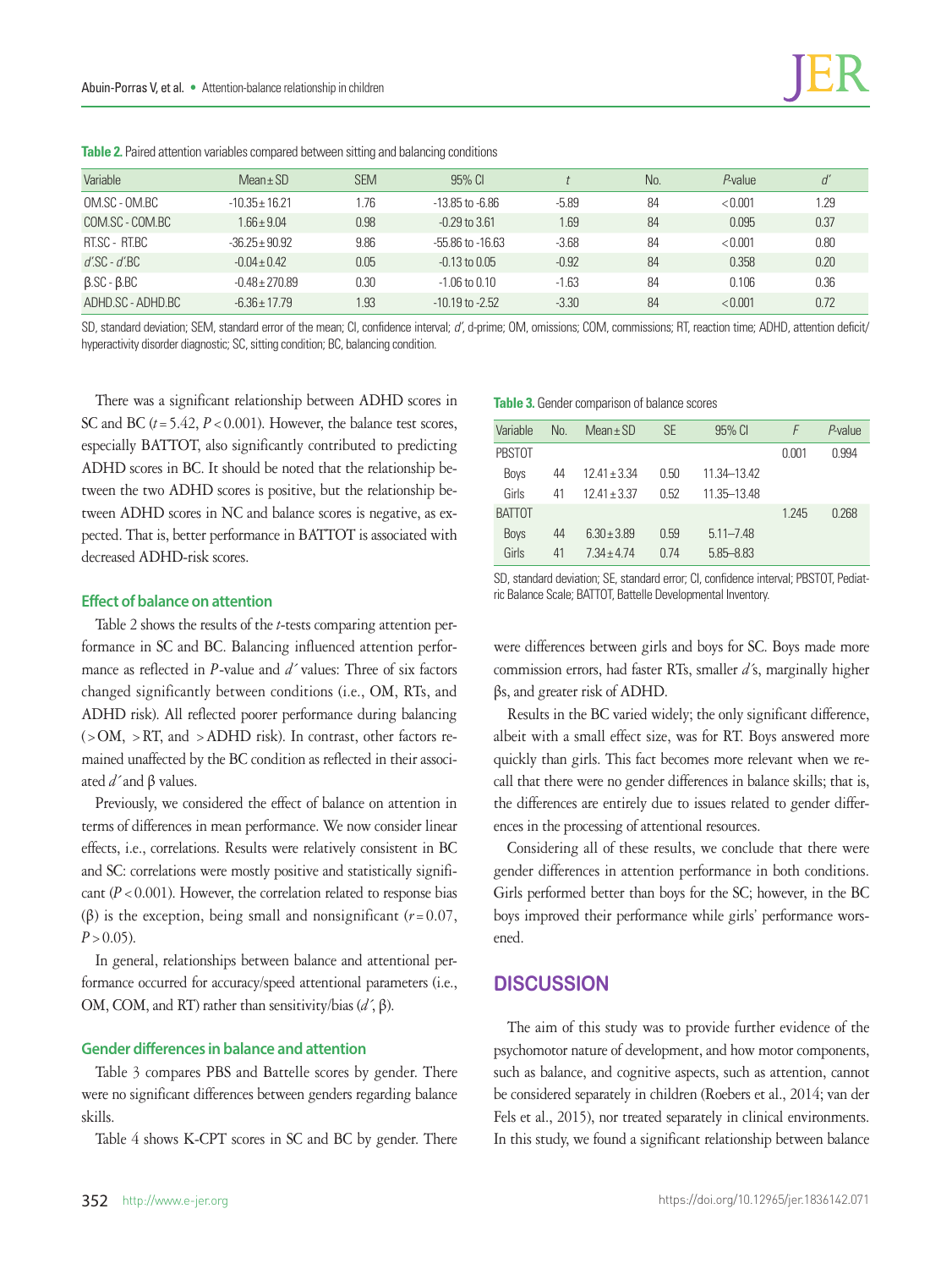**Table 2.** Paired attention variables compared between sitting and balancing conditions

| Variable | Mean ± SD | SEM | 95% CI | *t* | No. | *P*-value | *d′* |
|---|---|---|---|---|---|---|---|
| OM.SC - OM.BC | -10.35 ± 16.21 | 1.76 | -13.85 to -6.86 | -5.89 | 84 | < 0.001 | 1.29 |
| COM.SC - COM.BC | 1.66 ± 9.04 | 0.98 | -0.29 to 3.61 | 1.69 | 84 | 0.095 | 0.37 |
| RT.SC - RT.BC | -36.25 ± 90.92 | 9.86 | -55.86 to -16.63 | -3.68 | 84 | < 0.001 | 0.80 |
| *d′*.SC - *d′*.BC | -0.04 ± 0.42 | 0.05 | -0.13 to 0.05 | -0.92 | 84 | 0.358 | 0.20 |
| β.SC - β.BC | -0.48 ± 270.89 | 0.30 | -1.06 to 0.10 | -1.63 | 84 | 0.106 | 0.36 |
| ADHD.SC - ADHD.BC | -6.36 ± 17.79 | 1.93 | -10.19 to -2.52 | -3.30 | 84 | < 0.001 | 0.72 |

SD, standard deviation; SEM, standard error of the mean; CI, confidence interval; *d′*, d-prime; OM, omissions; COM, commissions; RT, reaction time; ADHD, attention deficit/hyperactivity disorder diagnostic; SC, sitting condition; BC, balancing condition.

There was a significant relationship between ADHD scores in SC and BC ($t = 5.42$, $P < 0.001$). However, the balance test scores, especially BATTOT, also significantly contributed to predicting ADHD scores in BC. It should be noted that the relationship between the two ADHD scores is positive, but the relationship between ADHD scores in NC and balance scores is negative, as expected. That is, better performance in BATTOT is associated with decreased ADHD-risk scores.

### Effect of balance on attention

Table 2 shows the results of the *t*-tests comparing attention performance in SC and BC. Balancing influenced attention performance as reflected in *P*-value and *d′* values: Three of six factors changed significantly between conditions (i.e., OM, RTs, and ADHD risk). All reflected poorer performance during balancing (> OM, > RT, and > ADHD risk). In contrast, other factors remained unaffected by the BC condition as reflected in their associated *d′* and β values.

Previously, we considered the effect of balance on attention in terms of differences in mean performance. We now consider linear effects, i.e., correlations. Results were relatively consistent in BC and SC: correlations were mostly positive and statistically significant ($P < 0.001$). However, the correlation related to response bias (β) is the exception, being small and nonsignificant ($r = 0.07$, $P > 0.05$).

In general, relationships between balance and attentional performance occurred for accuracy/speed attentional parameters (i.e., OM, COM, and RT) rather than sensitivity/bias (*d′*, β).

### Gender differences in balance and attention

Table 3 compares PBS and Battelle scores by gender. There were no significant differences between genders regarding balance skills.

**Table 3.** Gender comparison of balance scores

| Variable | No. | Mean ± SD | SE | 95% CI | *F* | *P*-value |
|---|---|---|---|---|---|---|
| PBSTOT | | | | | 0.001 | 0.994 |
| Boys | 44 | 12.41 ± 3.34 | 0.50 | 11.34–13.42 | | |
| Girls | 41 | 12.41 ± 3.37 | 0.52 | 11.35–13.48 | | |
| BATTOT | | | | | 1.245 | 0.268 |
| Boys | 44 | 6.30 ± 3.89 | 0.59 | 5.11–7.48 | | |
| Girls | 41 | 7.34 ± 4.74 | 0.74 | 5.85–8.83 | | |

SD, standard deviation; SE, standard error; CI, confidence interval; PBSTOT, Pediatric Balance Scale; BATTOT, Battelle Developmental Inventory.

Table 4 shows K-CPT scores in SC and BC by gender. There were differences between girls and boys for SC. Boys made more commission errors, had faster RTs, smaller *d′*s, marginally higher βs, and greater risk of ADHD.

Results in the BC varied widely; the only significant difference, albeit with a small effect size, was for RT. Boys answered more quickly than girls. This fact becomes more relevant when we recall that there were no gender differences in balance skills; that is, the differences are entirely due to issues related to gender differences in the processing of attentional resources.

Considering all of these results, we conclude that there were gender differences in attention performance in both conditions. Girls performed better than boys for the SC; however, in the BC boys improved their performance while girls' performance worsened.

## DISCUSSION

The aim of this study was to provide further evidence of the psychomotor nature of development, and how motor components, such as balance, and cognitive aspects, such as attention, cannot be considered separately in children (Roebers et al., 2014; van der Fels et al., 2015), nor treated separately in clinical environments. In this study, we found a significant relationship between balance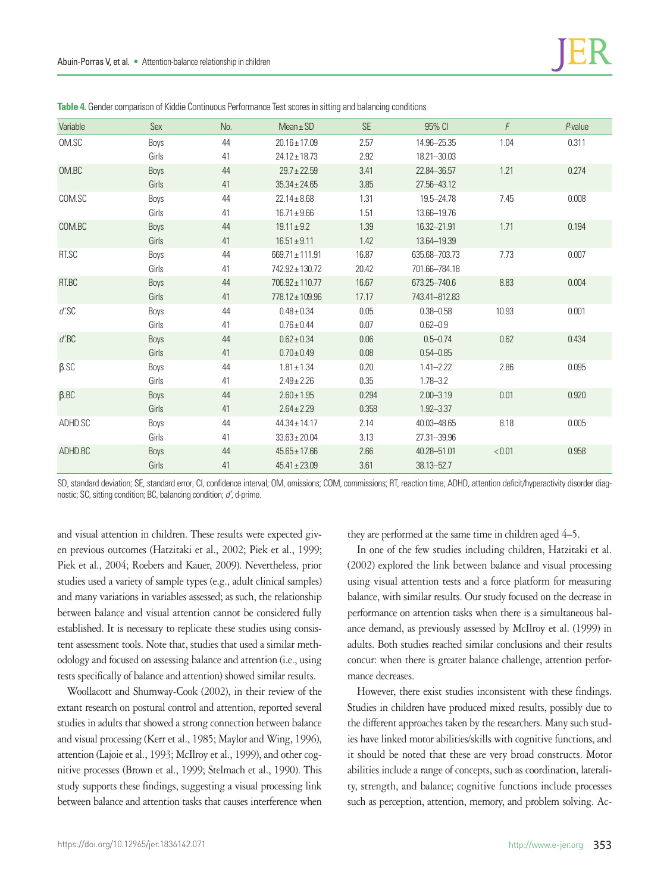**Table 4.** Gender comparison of Kiddie Continuous Performance Test scores in sitting and balancing conditions

| Variable | Sex | No. | Mean ± SD | SE | 95% CI | *F* | *P*-value |
|---|---|---|---|---|---|---|---|
| OM.SC | Boys | 44 | 20.16 ± 17.09 | 2.57 | 14.96–25.35 | 1.04 | 0.311 |
| | Girls | 41 | 24.12 ± 18.73 | 2.92 | 18.21–30.03 | | |
| OM.BC | Boys | 44 | 29.7 ± 22.59 | 3.41 | 22.84–36.57 | 1.21 | 0.274 |
| | Girls | 41 | 35.34 ± 24.65 | 3.85 | 27.56–43.12 | | |
| COM.SC | Boys | 44 | 22.14 ± 8.68 | 1.31 | 19.5–24.78 | 7.45 | 0.008 |
| | Girls | 41 | 16.71 ± 9.66 | 1.51 | 13.66–19.76 | | |
| COM.BC | Boys | 44 | 19.11 ± 9.2 | 1.39 | 16.32–21.91 | 1.71 | 0.194 |
| | Girls | 41 | 16.51 ± 9.11 | 1.42 | 13.64–19.39 | | |
| RT.SC | Boys | 44 | 669.71 ± 111.91 | 16.87 | 635.68–703.73 | 7.73 | 0.007 |
| | Girls | 41 | 742.92 ± 130.72 | 20.42 | 701.66–784.18 | | |
| RT.BC | Boys | 44 | 706.92 ± 110.77 | 16.67 | 673.25–740.6 | 8.83 | 0.004 |
| | Girls | 41 | 778.12 ± 109.96 | 17.17 | 743.41–812.83 | | |
| *d'*.SC | Boys | 44 | 0.48 ± 0.34 | 0.05 | 0.38–0.58 | 10.93 | 0.001 |
| | Girls | 41 | 0.76 ± 0.44 | 0.07 | 0.62–0.9 | | |
| *d'*.BC | Boys | 44 | 0.62 ± 0.34 | 0.06 | 0.5–0.74 | 0.62 | 0.434 |
| | Girls | 41 | 0.70 ± 0.49 | 0.08 | 0.54–0.85 | | |
| β.SC | Boys | 44 | 1.81 ± 1.34 | 0.20 | 1.41–2.22 | 2.86 | 0.095 |
| | Girls | 41 | 2.49 ± 2.26 | 0.35 | 1.78–3.2 | | |
| β.BC | Boys | 44 | 2.60 ± 1.95 | 0.294 | 2.00–3.19 | 0.01 | 0.920 |
| | Girls | 41 | 2.64 ± 2.29 | 0.358 | 1.92–3.37 | | |
| ADHD.SC | Boys | 44 | 44.34 ± 14.17 | 2.14 | 40.03–48.65 | 8.18 | 0.005 |
| | Girls | 41 | 33.63 ± 20.04 | 3.13 | 27.31–39.96 | | |
| ADHD.BC | Boys | 44 | 45.65 ± 17.66 | 2.66 | 40.28–51.01 | < 0.01 | 0.958 |
| | Girls | 41 | 45.41 ± 23.09 | 3.61 | 38.13–52.7 | | |

SD, standard deviation; SE, standard error; CI, confidence interval; OM, omissions; COM, commissions; RT, reaction time; ADHD, attention deficit/hyperactivity disorder diagnostic; SC, sitting condition; BC, balancing condition; *d'*, d-prime.

and visual attention in children. These results were expected given previous outcomes (Hatzitaki et al., 2002; Piek et al., 1999; Piek et al., 2004; Roebers and Kauer, 2009). Nevertheless, prior studies used a variety of sample types (e.g., adult clinical samples) and many variations in variables assessed; as such, the relationship between balance and visual attention cannot be considered fully established. It is necessary to replicate these studies using consistent assessment tools. Note that, studies that used a similar methodology and focused on assessing balance and attention (i.e., using tests specifically of balance and attention) showed similar results.

Woollacott and Shumway-Cook (2002), in their review of the extant research on postural control and attention, reported several studies in adults that showed a strong connection between balance and visual processing (Kerr et al., 1985; Maylor and Wing, 1996), attention (Lajoie et al., 1993; McIlroy et al., 1999), and other cognitive processes (Brown et al., 1999; Stelmach et al., 1990). This study supports these findings, suggesting a visual processing link between balance and attention tasks that causes interference when they are performed at the same time in children aged 4–5.

In one of the few studies including children, Hatzitaki et al. (2002) explored the link between balance and visual processing using visual attention tests and a force platform for measuring balance, with similar results. Our study focused on the decrease in performance on attention tasks when there is a simultaneous balance demand, as previously assessed by McIlroy et al. (1999) in adults. Both studies reached similar conclusions and their results concur: when there is greater balance challenge, attention performance decreases.

However, there exist studies inconsistent with these findings. Studies in children have produced mixed results, possibly due to the different approaches taken by the researchers. Many such studies have linked motor abilities/skills with cognitive functions, and it should be noted that these are very broad constructs. Motor abilities include a range of concepts, such as coordination, laterality, strength, and balance; cognitive functions include processes such as perception, attention, memory, and problem solving. Ac-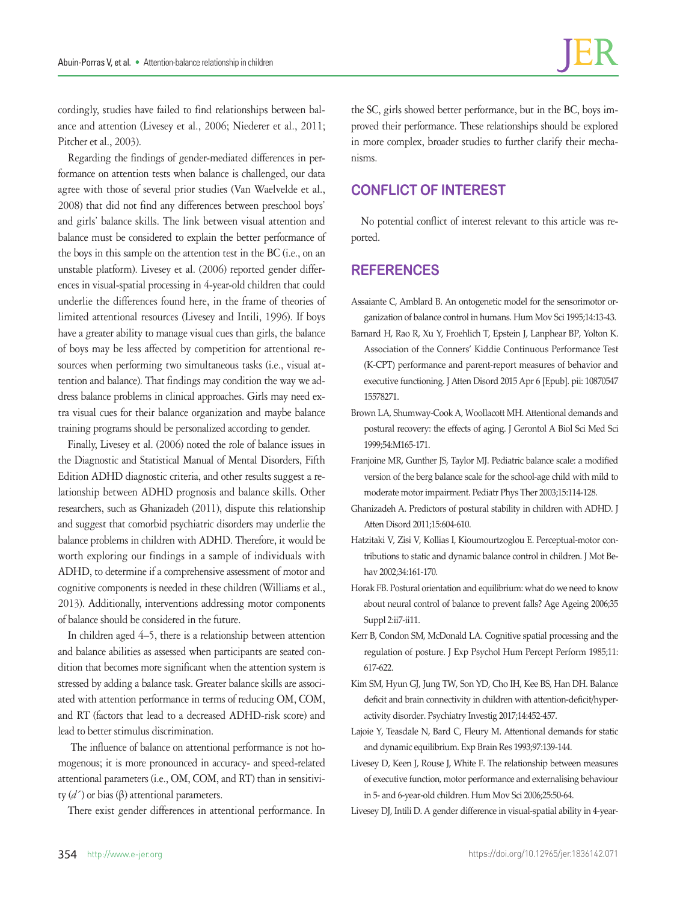cordingly, studies have failed to find relationships between balance and attention (Livesey et al., 2006; Niederer et al., 2011; Pitcher et al., 2003).

Regarding the findings of gender-mediated differences in performance on attention tests when balance is challenged, our data agree with those of several prior studies (Van Waelvelde et al., 2008) that did not find any differences between preschool boys' and girls' balance skills. The link between visual attention and balance must be considered to explain the better performance of the boys in this sample on the attention test in the BC (i.e., on an unstable platform). Livesey et al. (2006) reported gender differences in visual-spatial processing in 4-year-old children that could underlie the differences found here, in the frame of theories of limited attentional resources (Livesey and Intili, 1996). If boys have a greater ability to manage visual cues than girls, the balance of boys may be less affected by competition for attentional resources when performing two simultaneous tasks (i.e., visual attention and balance). That findings may condition the way we address balance problems in clinical approaches. Girls may need extra visual cues for their balance organization and maybe balance training programs should be personalized according to gender.

Finally, Livesey et al. (2006) noted the role of balance issues in the Diagnostic and Statistical Manual of Mental Disorders, Fifth Edition ADHD diagnostic criteria, and other results suggest a relationship between ADHD prognosis and balance skills. Other researchers, such as Ghanizadeh (2011), dispute this relationship and suggest that comorbid psychiatric disorders may underlie the balance problems in children with ADHD. Therefore, it would be worth exploring our findings in a sample of individuals with ADHD, to determine if a comprehensive assessment of motor and cognitive components is needed in these children (Williams et al., 2013). Additionally, interventions addressing motor components of balance should be considered in the future.

In children aged 4–5, there is a relationship between attention and balance abilities as assessed when participants are seated condition that becomes more significant when the attention system is stressed by adding a balance task. Greater balance skills are associated with attention performance in terms of reducing OM, COM, and RT (factors that lead to a decreased ADHD-risk score) and lead to better stimulus discrimination.

The influence of balance on attentional performance is not homogenous; it is more pronounced in accuracy- and speed-related attentional parameters (i.e., OM, COM, and RT) than in sensitivity ($d'$) or bias ($\beta$) attentional parameters.

There exist gender differences in attentional performance. In the SC, girls showed better performance, but in the BC, boys improved their performance. These relationships should be explored in more complex, broader studies to further clarify their mechanisms.

## CONFLICT OF INTEREST

No potential conflict of interest relevant to this article was reported.

## REFERENCES

Assaiante C, Amblard B. An ontogenetic model for the sensorimotor organization of balance control in humans. Hum Mov Sci 1995;14:13-43.

Barnard H, Rao R, Xu Y, Froehlich T, Epstein J, Lanphear BP, Yolton K. Association of the Conners' Kiddie Continuous Performance Test (K-CPT) performance and parent-report measures of behavior and executive functioning. J Atten Disord 2015 Apr 6 [Epub]. pii: 1087054715578271.

Brown LA, Shumway-Cook A, Woollacott MH. Attentional demands and postural recovery: the effects of aging. J Gerontol A Biol Sci Med Sci 1999;54:M165-171.

Franjoine MR, Gunther JS, Taylor MJ. Pediatric balance scale: a modified version of the berg balance scale for the school-age child with mild to moderate motor impairment. Pediatr Phys Ther 2003;15:114-128.

Ghanizadeh A. Predictors of postural stability in children with ADHD. J Atten Disord 2011;15:604-610.

Hatzitaki V, Zisi V, Kollias I, Kioumourtzoglou E. Perceptual-motor contributions to static and dynamic balance control in children. J Mot Behav 2002;34:161-170.

Horak FB. Postural orientation and equilibrium: what do we need to know about neural control of balance to prevent falls? Age Ageing 2006;35 Suppl 2:ii7-ii11.

Kerr B, Condon SM, McDonald LA. Cognitive spatial processing and the regulation of posture. J Exp Psychol Hum Percept Perform 1985;11:617-622.

Kim SM, Hyun GJ, Jung TW, Son YD, Cho IH, Kee BS, Han DH. Balance deficit and brain connectivity in children with attention-deficit/hyperactivity disorder. Psychiatry Investig 2017;14:452-457.

Lajoie Y, Teasdale N, Bard C, Fleury M. Attentional demands for static and dynamic equilibrium. Exp Brain Res 1993;97:139-144.

Livesey D, Keen J, Rouse J, White F. The relationship between measures of executive function, motor performance and externalising behaviour in 5- and 6-year-old children. Hum Mov Sci 2006;25:50-64.

Livesey DJ, Intili D. A gender difference in visual-spatial ability in 4-year-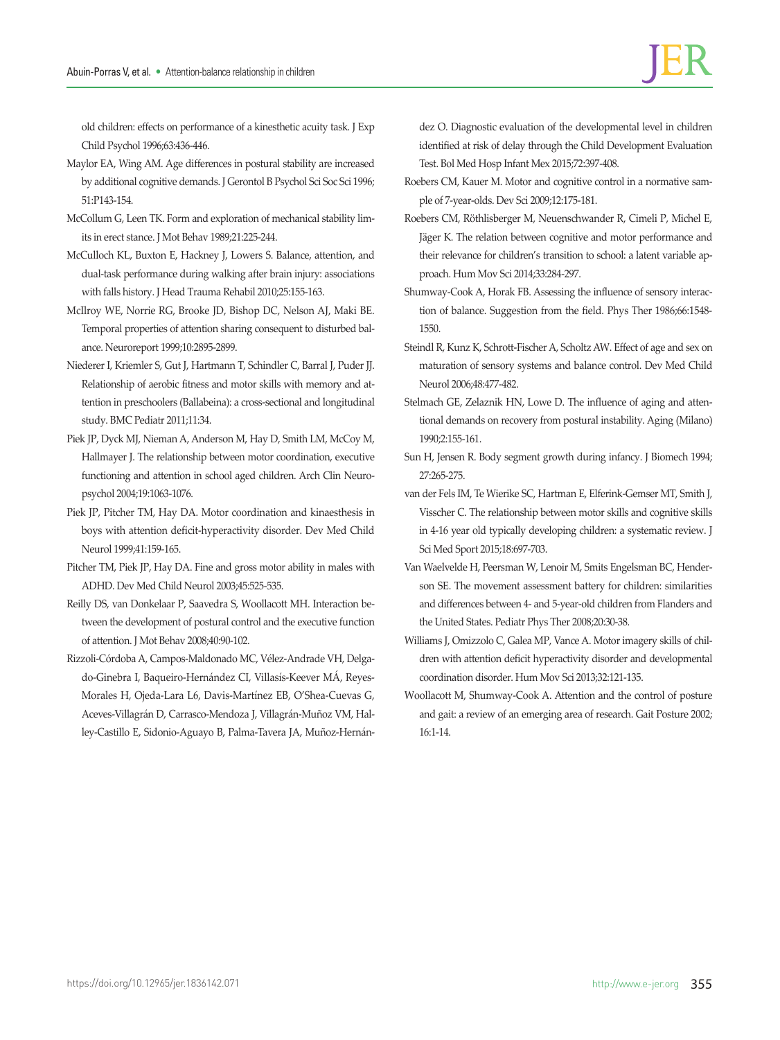old children: effects on performance of a kinesthetic acuity task. J Exp Child Psychol 1996;63:436-446.

Maylor EA, Wing AM. Age differences in postural stability are increased by additional cognitive demands. J Gerontol B Psychol Sci Soc Sci 1996; 51:P143-154.

McCollum G, Leen TK. Form and exploration of mechanical stability limits in erect stance. J Mot Behav 1989;21:225-244.

McCulloch KL, Buxton E, Hackney J, Lowers S. Balance, attention, and dual-task performance during walking after brain injury: associations with falls history. J Head Trauma Rehabil 2010;25:155-163.

McIlroy WE, Norrie RG, Brooke JD, Bishop DC, Nelson AJ, Maki BE. Temporal properties of attention sharing consequent to disturbed balance. Neuroreport 1999;10:2895-2899.

Niederer I, Kriemler S, Gut J, Hartmann T, Schindler C, Barral J, Puder JJ. Relationship of aerobic fitness and motor skills with memory and attention in preschoolers (Ballabeina): a cross-sectional and longitudinal study. BMC Pediatr 2011;11:34.

Piek JP, Dyck MJ, Nieman A, Anderson M, Hay D, Smith LM, McCoy M, Hallmayer J. The relationship between motor coordination, executive functioning and attention in school aged children. Arch Clin Neuropsychol 2004;19:1063-1076.

Piek JP, Pitcher TM, Hay DA. Motor coordination and kinaesthesis in boys with attention deficit-hyperactivity disorder. Dev Med Child Neurol 1999;41:159-165.

Pitcher TM, Piek JP, Hay DA. Fine and gross motor ability in males with ADHD. Dev Med Child Neurol 2003;45:525-535.

Reilly DS, van Donkelaar P, Saavedra S, Woollacott MH. Interaction between the development of postural control and the executive function of attention. J Mot Behav 2008;40:90-102.

Rizzoli-Córdoba A, Campos-Maldonado MC, Vélez-Andrade VH, Delgado-Ginebra I, Baqueiro-Hernández CI, Villasís-Keever MÁ, Reyes-Morales H, Ojeda-Lara L6, Davis-Martínez EB, O'Shea-Cuevas G, Aceves-Villagrán D, Carrasco-Mendoza J, Villagrán-Muñoz VM, Halley-Castillo E, Sidonio-Aguayo B, Palma-Tavera JA, Muñoz-Hernández O. Diagnostic evaluation of the developmental level in children identified at risk of delay through the Child Development Evaluation Test. Bol Med Hosp Infant Mex 2015;72:397-408.

Roebers CM, Kauer M. Motor and cognitive control in a normative sample of 7-year-olds. Dev Sci 2009;12:175-181.

Roebers CM, Röthlisberger M, Neuenschwander R, Cimeli P, Michel E, Jäger K. The relation between cognitive and motor performance and their relevance for children's transition to school: a latent variable approach. Hum Mov Sci 2014;33:284-297.

Shumway-Cook A, Horak FB. Assessing the influence of sensory interaction of balance. Suggestion from the field. Phys Ther 1986;66:1548-1550.

Steindl R, Kunz K, Schrott-Fischer A, Scholtz AW. Effect of age and sex on maturation of sensory systems and balance control. Dev Med Child Neurol 2006;48:477-482.

Stelmach GE, Zelaznik HN, Lowe D. The influence of aging and attentional demands on recovery from postural instability. Aging (Milano) 1990;2:155-161.

Sun H, Jensen R. Body segment growth during infancy. J Biomech 1994; 27:265-275.

van der Fels IM, Te Wierike SC, Hartman E, Elferink-Gemser MT, Smith J, Visscher C. The relationship between motor skills and cognitive skills in 4-16 year old typically developing children: a systematic review. J Sci Med Sport 2015;18:697-703.

Van Waelvelde H, Peersman W, Lenoir M, Smits Engelsman BC, Henderson SE. The movement assessment battery for children: similarities and differences between 4- and 5-year-old children from Flanders and the United States. Pediatr Phys Ther 2008;20:30-38.

Williams J, Omizzolo C, Galea MP, Vance A. Motor imagery skills of children with attention deficit hyperactivity disorder and developmental coordination disorder. Hum Mov Sci 2013;32:121-135.

Woollacott M, Shumway-Cook A. Attention and the control of posture and gait: a review of an emerging area of research. Gait Posture 2002; 16:1-14.